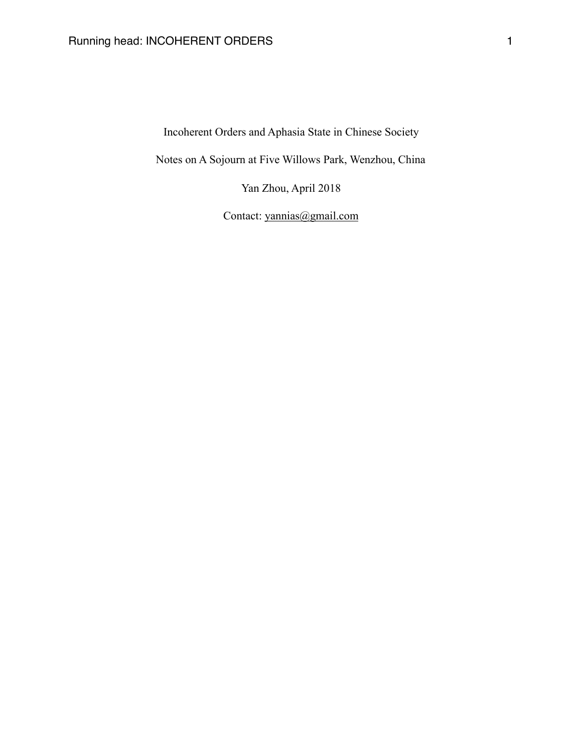# Incoherent Orders and Aphasia State in Chinese Society

## Notes on A Sojourn at Five Willows Park, Wenzhou, China

Yan Zhou, April 2018

Contact: yannias@gmail.com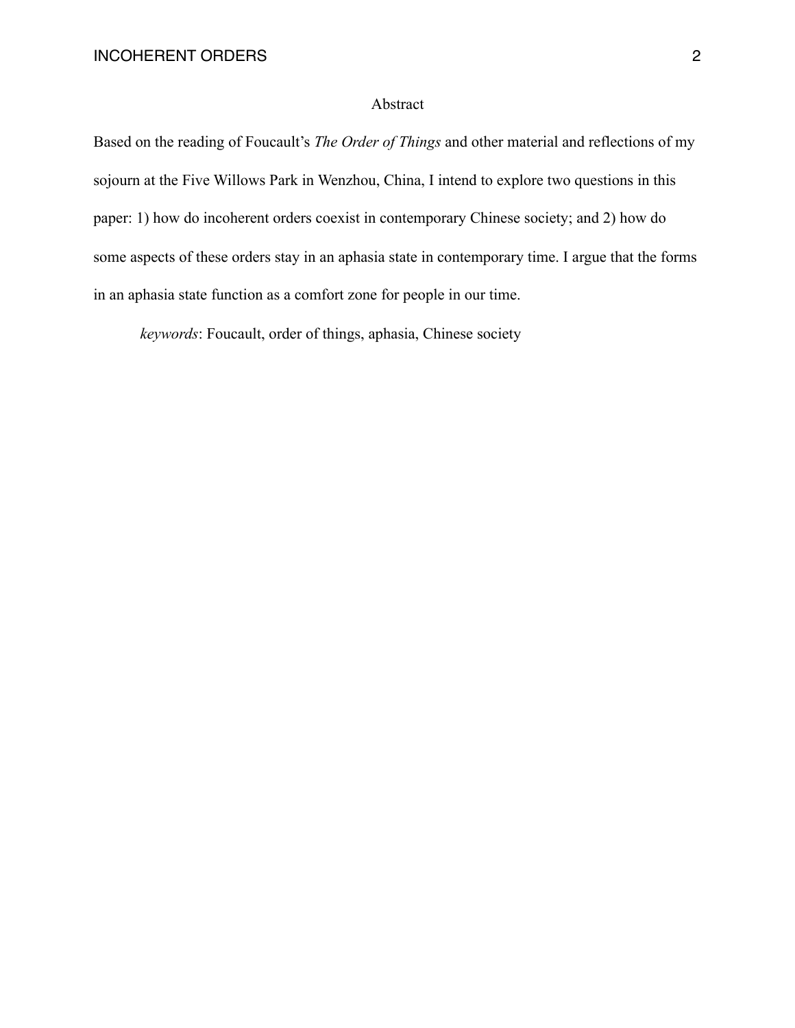# Abstract

Based on the reading of Foucault's *The Order of Things* and other material and reflections of my sojourn at the Five Willows Park in Wenzhou, China, I intend to explore two questions in this paper: 1) how do incoherent orders coexist in contemporary Chinese society; and 2) how do some aspects of these orders stay in an aphasia state in contemporary time. I argue that the forms in an aphasia state function as a comfort zone for people in our time.

*keywords*: Foucault, order of things, aphasia, Chinese society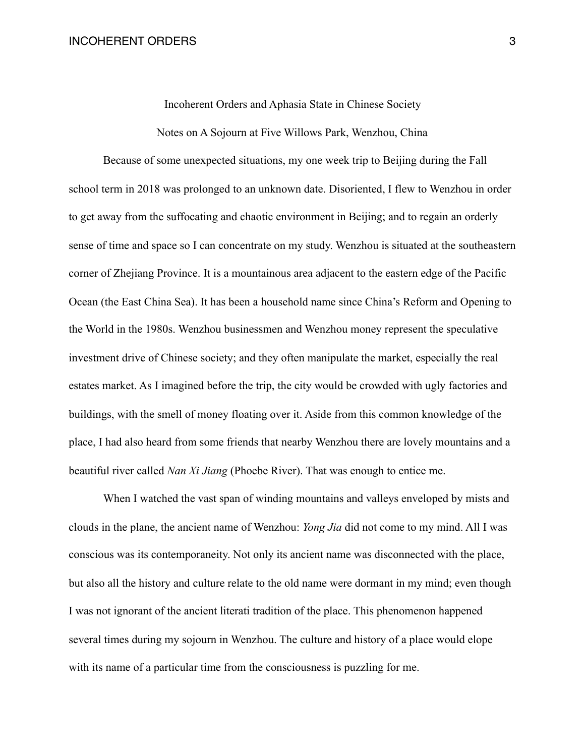# Incoherent Orders and Aphasia State in Chinese Society

## Notes on A Sojourn at Five Willows Park, Wenzhou, China

Because of some unexpected situations, my one week trip to Beijing during the Fall school term in 2018 was prolonged to an unknown date. Disoriented, I flew to Wenzhou in order to get away from the suffocating and chaotic environment in Beijing; and to regain an orderly sense of time and space so I can concentrate on my study. Wenzhou is situated at the southeastern corner of Zhejiang Province. It is a mountainous area adjacent to the eastern edge of the Pacific Ocean (the East China Sea). It has been a household name since China's Reform and Opening to the World in the 1980s. Wenzhou businessmen and Wenzhou money represent the speculative investment drive of Chinese society; and they often manipulate the market, especially the real estates market. As I imagined before the trip, the city would be crowded with ugly factories and buildings, with the smell of money floating over it. Aside from this common knowledge of the place, I had also heard from some friends that nearby Wenzhou there are lovely mountains and a beautiful river called *Nan Xi Jiang* (Phoebe River). That was enough to entice me.

When I watched the vast span of winding mountains and valleys enveloped by mists and clouds in the plane, the ancient name of Wenzhou: *Yong Jia* did not come to my mind. All I was conscious was its contemporaneity. Not only its ancient name was disconnected with the place, but also all the history and culture relate to the old name were dormant in my mind; even though I was not ignorant of the ancient literati tradition of the place. This phenomenon happened several times during my sojourn in Wenzhou. The culture and history of a place would elope with its name of a particular time from the consciousness is puzzling for me.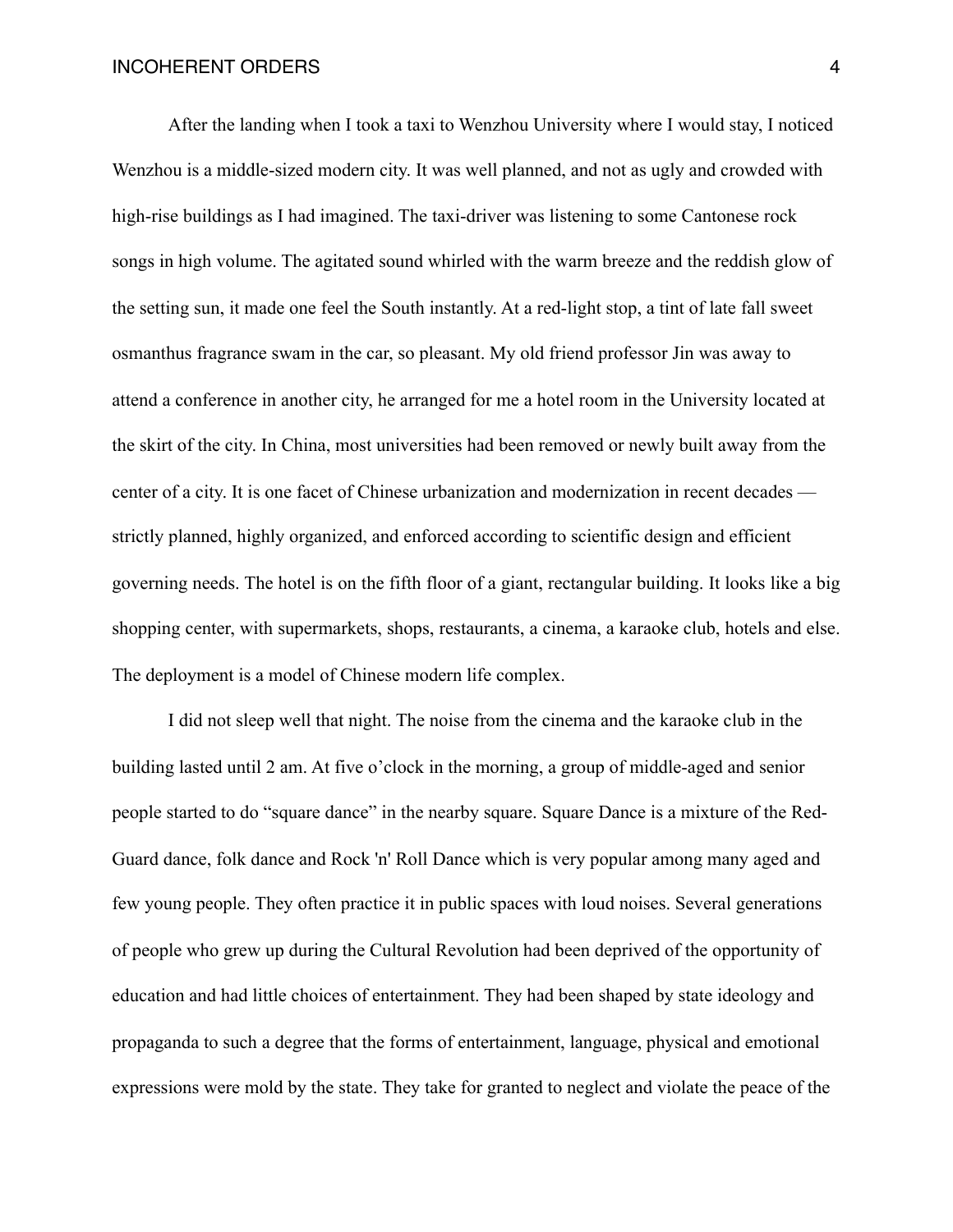After the landing when I took a taxi to Wenzhou University where I would stay, I noticed Wenzhou is a middle-sized modern city. It was well planned, and not as ugly and crowded with high-rise buildings as I had imagined. The taxi-driver was listening to some Cantonese rock songs in high volume. The agitated sound whirled with the warm breeze and the reddish glow of the setting sun, it made one feel the South instantly. At a red-light stop, a tint of late fall sweet osmanthus fragrance swam in the car, so pleasant. My old friend professor Jin was away to attend a conference in another city, he arranged for me a hotel room in the University located at the skirt of the city. In China, most universities had been removed or newly built away from the center of a city. It is one facet of Chinese urbanization and modernization in recent decades — strictly planned, highly organized, and enforced according to scientific design and efficient governing needs. The hotel is on the fifth floor of a giant, rectangular building. It looks like a big shopping center, with supermarkets, shops, restaurants, a cinema, a karaoke club, hotels and else. The deployment is a model of Chinese modern life complex.

I did not sleep well that night. The noise from the cinema and the karaoke club in the building lasted until 2 am. At five o'clock in the morning, a group of middle-aged and senior people started to do "square dance" in the nearby square. Square Dance is a mixture of the Red-Guard dance, folk dance and Rock 'n' Roll Dance which is very popular among many aged and few young people. They often practice it in public spaces with loud noises. Several generations of people who grew up during the Cultural Revolution had been deprived of the opportunity of education and had little choices of entertainment. They had been shaped by state ideology and propaganda to such a degree that the forms of entertainment, language, physical and emotional expressions were mold by the state. They take for granted to neglect and violate the peace of the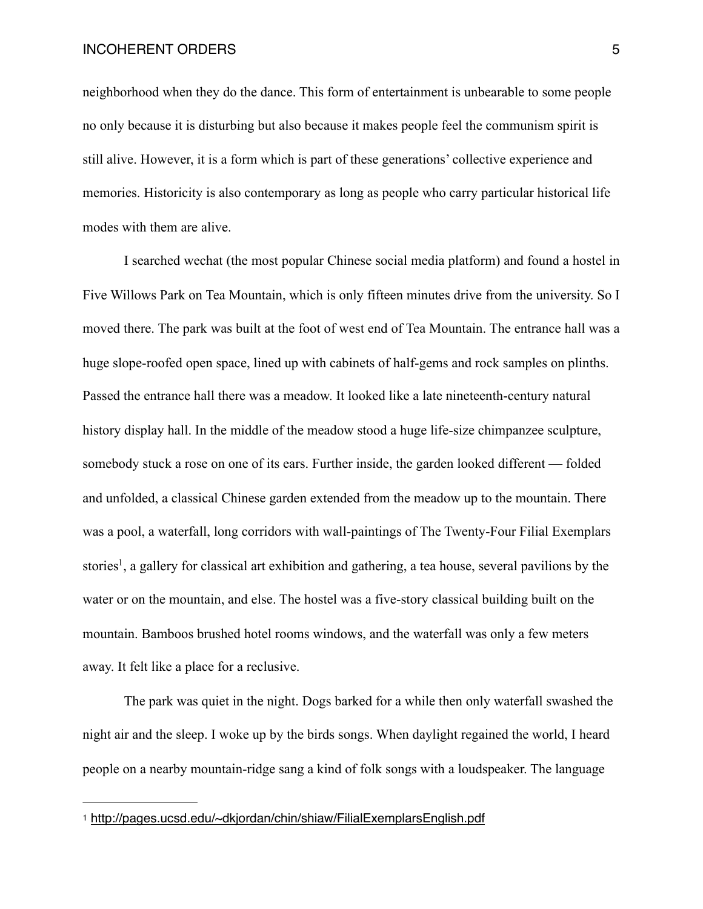neighborhood when they do the dance. This form of entertainment is unbearable to some people no only because it is disturbing but also because it makes people feel the communism spirit is still alive. However, it is a form which is part of these generations' collective experience and memories. Historicity is also contemporary as long as people who carry particular historical life modes with them are alive.

I searched wechat (the most popular Chinese social media platform) and found a hostel in Five Willows Park on Tea Mountain, which is only fifteen minutes drive from the university. So I moved there. The park was built at the foot of west end of Tea Mountain. The entrance hall was a huge slope-roofed open space, lined up with cabinets of half-gems and rock samples on plinths. Passed the entrance hall there was a meadow. It looked like a late nineteenth-century natural history display hall. In the middle of the meadow stood a huge life-size chimpanzee sculpture, somebody stuck a rose on one of its ears. Further inside, the garden looked different — folded and unfolded, a classical Chinese garden extended from the meadow up to the mountain. There was a pool, a waterfall, long corridors with wall-paintings of The Twenty-Four Filial Exemplars stories[1], a gallery for classical art exhibition and gathering, a tea house, several pavilions by the water or on the mountain, and else. The hostel was a five-story classical building built on the mountain. Bamboos brushed hotel rooms windows, and the waterfall was only a few meters away. It felt like a place for a reclusive.

The park was quiet in the night. Dogs barked for a while then only waterfall swashed the night air and the sleep. I woke up by the birds songs. When daylight regained the world, I heard people on a nearby mountain-ridge sang a kind of folk songs with a loudspeaker. The language

---

[1] http://pages.ucsd.edu/~dkjordan/chin/shiaw/FilialExemplarsEnglish.pdf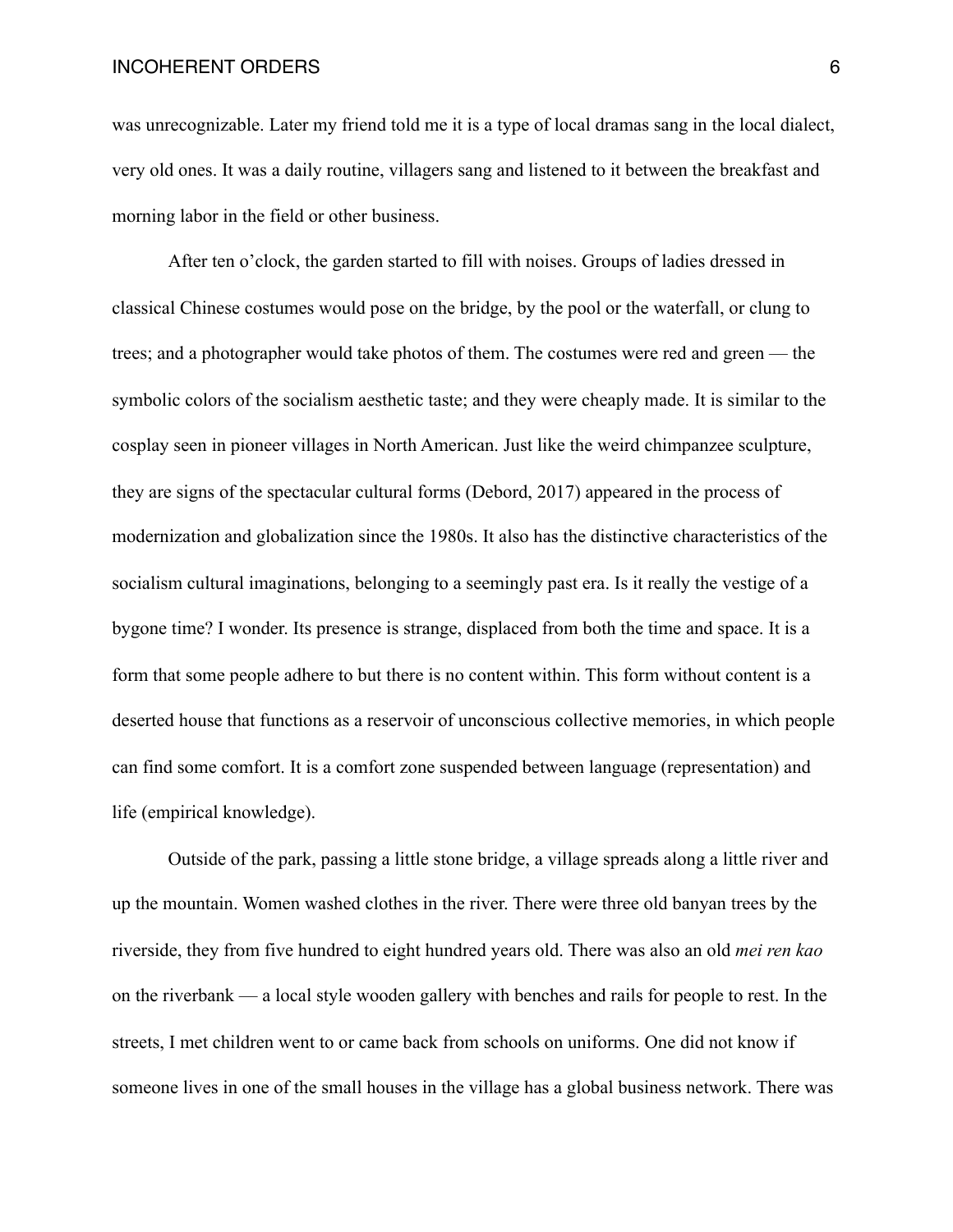was unrecognizable. Later my friend told me it is a type of local dramas sang in the local dialect, very old ones. It was a daily routine, villagers sang and listened to it between the breakfast and morning labor in the field or other business.

After ten o'clock, the garden started to fill with noises. Groups of ladies dressed in classical Chinese costumes would pose on the bridge, by the pool or the waterfall, or clung to trees; and a photographer would take photos of them. The costumes were red and green — the symbolic colors of the socialism aesthetic taste; and they were cheaply made. It is similar to the cosplay seen in pioneer villages in North American. Just like the weird chimpanzee sculpture, they are signs of the spectacular cultural forms (Debord, 2017) appeared in the process of modernization and globalization since the 1980s. It also has the distinctive characteristics of the socialism cultural imaginations, belonging to a seemingly past era. Is it really the vestige of a bygone time? I wonder. Its presence is strange, displaced from both the time and space. It is a form that some people adhere to but there is no content within. This form without content is a deserted house that functions as a reservoir of unconscious collective memories, in which people can find some comfort. It is a comfort zone suspended between language (representation) and life (empirical knowledge).

Outside of the park, passing a little stone bridge, a village spreads along a little river and up the mountain. Women washed clothes in the river. There were three old banyan trees by the riverside, they from five hundred to eight hundred years old. There was also an old *mei ren kao* on the riverbank — a local style wooden gallery with benches and rails for people to rest. In the streets, I met children went to or came back from schools on uniforms. One did not know if someone lives in one of the small houses in the village has a global business network. There was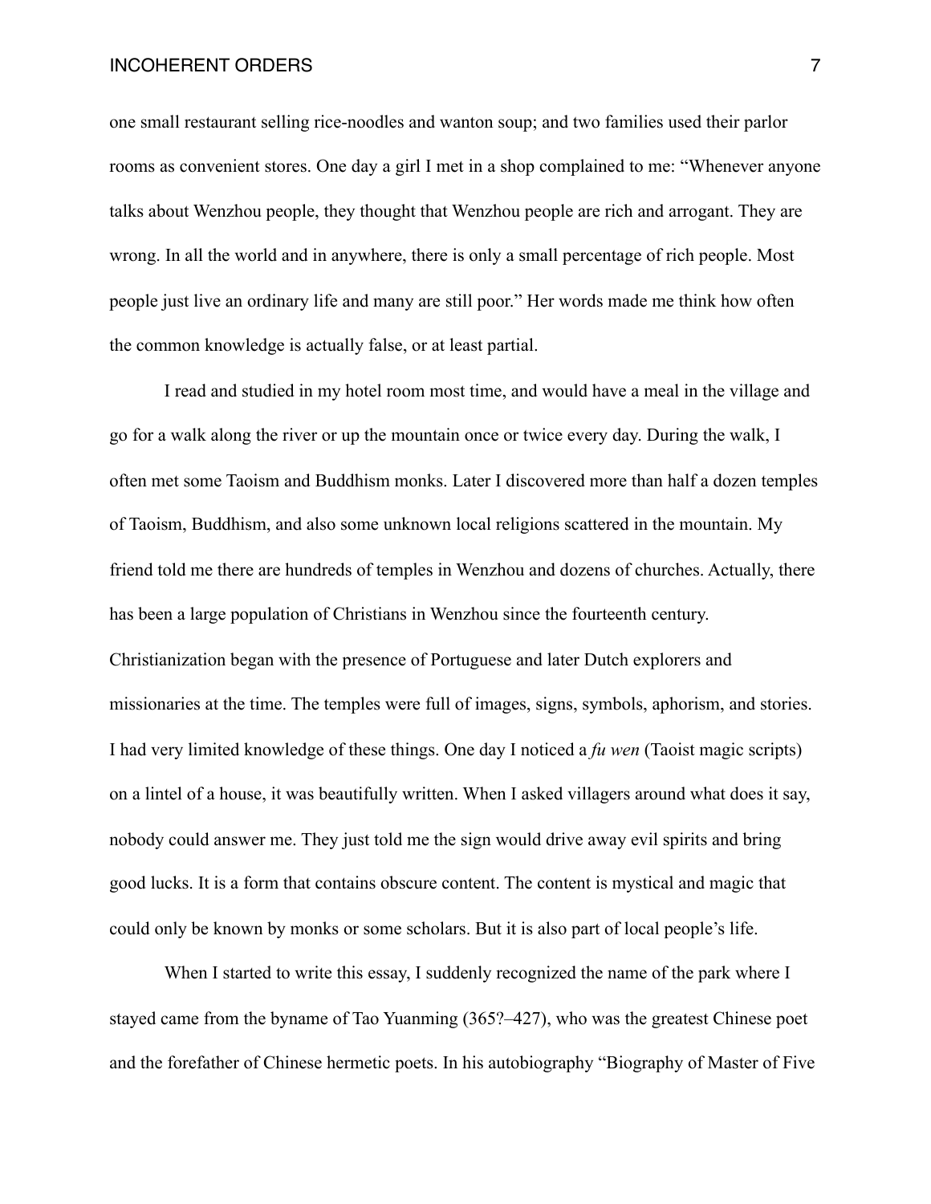one small restaurant selling rice-noodles and wanton soup; and two families used their parlor rooms as convenient stores. One day a girl I met in a shop complained to me: "Whenever anyone talks about Wenzhou people, they thought that Wenzhou people are rich and arrogant. They are wrong. In all the world and in anywhere, there is only a small percentage of rich people. Most people just live an ordinary life and many are still poor." Her words made me think how often the common knowledge is actually false, or at least partial.

I read and studied in my hotel room most time, and would have a meal in the village and go for a walk along the river or up the mountain once or twice every day. During the walk, I often met some Taoism and Buddhism monks. Later I discovered more than half a dozen temples of Taoism, Buddhism, and also some unknown local religions scattered in the mountain. My friend told me there are hundreds of temples in Wenzhou and dozens of churches. Actually, there has been a large population of Christians in Wenzhou since the fourteenth century. Christianization began with the presence of Portuguese and later Dutch explorers and missionaries at the time. The temples were full of images, signs, symbols, aphorism, and stories. I had very limited knowledge of these things. One day I noticed a *fu wen* (Taoist magic scripts) on a lintel of a house, it was beautifully written. When I asked villagers around what does it say, nobody could answer me. They just told me the sign would drive away evil spirits and bring good lucks. It is a form that contains obscure content. The content is mystical and magic that could only be known by monks or some scholars. But it is also part of local people's life.

When I started to write this essay, I suddenly recognized the name of the park where I stayed came from the byname of Tao Yuanming (365?–427), who was the greatest Chinese poet and the forefather of Chinese hermetic poets. In his autobiography "Biography of Master of Five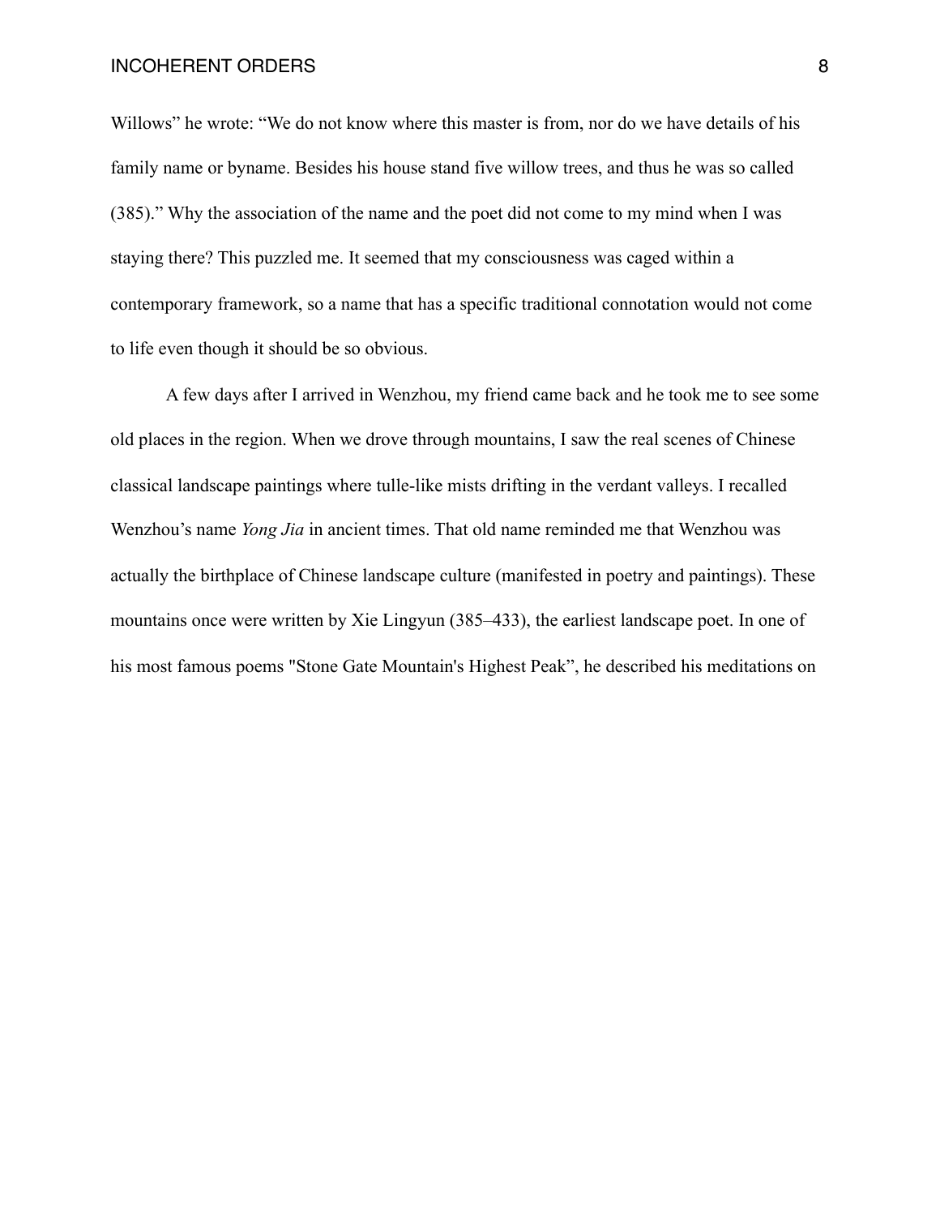Willows" he wrote: "We do not know where this master is from, nor do we have details of his family name or byname. Besides his house stand five willow trees, and thus he was so called (385)." Why the association of the name and the poet did not come to my mind when I was staying there? This puzzled me. It seemed that my consciousness was caged within a contemporary framework, so a name that has a specific traditional connotation would not come to life even though it should be so obvious.

A few days after I arrived in Wenzhou, my friend came back and he took me to see some old places in the region. When we drove through mountains, I saw the real scenes of Chinese classical landscape paintings where tulle-like mists drifting in the verdant valleys. I recalled Wenzhou's name *Yong Jia* in ancient times. That old name reminded me that Wenzhou was actually the birthplace of Chinese landscape culture (manifested in poetry and paintings). These mountains once were written by Xie Lingyun (385–433), the earliest landscape poet. In one of his most famous poems "Stone Gate Mountain's Highest Peak", he described his meditations on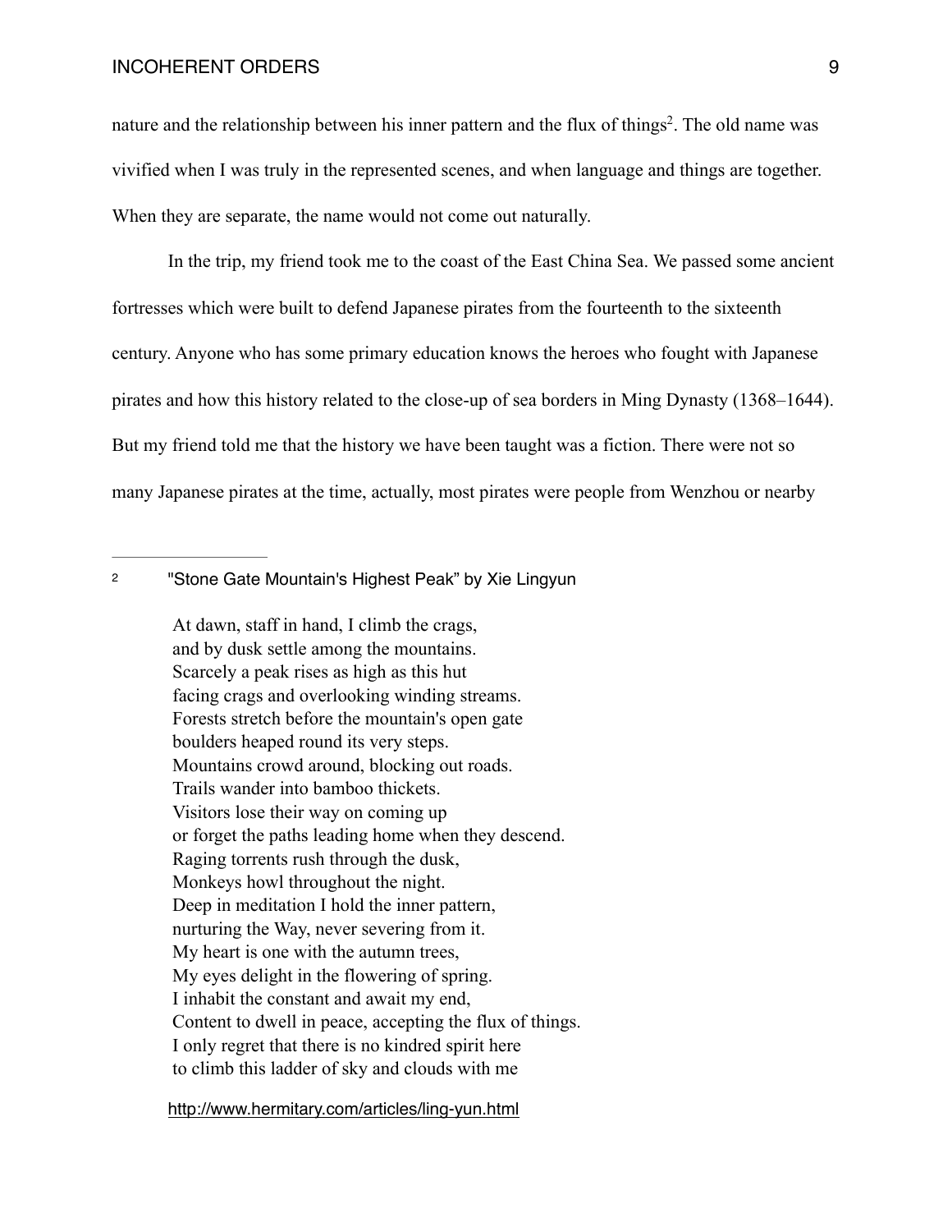nature and the relationship between his inner pattern and the flux of things[2]. The old name was vivified when I was truly in the represented scenes, and when language and things are together. When they are separate, the name would not come out naturally.

In the trip, my friend took me to the coast of the East China Sea. We passed some ancient fortresses which were built to defend Japanese pirates from the fourteenth to the sixteenth century. Anyone who has some primary education knows the heroes who fought with Japanese pirates and how this history related to the close-up of sea borders in Ming Dynasty (1368–1644). But my friend told me that the history we have been taught was a fiction. There were not so many Japanese pirates at the time, actually, most pirates were people from Wenzhou or nearby

---

2 "Stone Gate Mountain's Highest Peak" by Xie Lingyun

At dawn, staff in hand, I climb the crags,
and by dusk settle among the mountains.
Scarcely a peak rises as high as this hut
facing crags and overlooking winding streams.
Forests stretch before the mountain's open gate
boulders heaped round its very steps.
Mountains crowd around, blocking out roads.
Trails wander into bamboo thickets.
Visitors lose their way on coming up
or forget the paths leading home when they descend.
Raging torrents rush through the dusk,
Monkeys howl throughout the night.
Deep in meditation I hold the inner pattern,
nurturing the Way, never severing from it.
My heart is one with the autumn trees,
My eyes delight in the flowering of spring.
I inhabit the constant and await my end,
Content to dwell in peace, accepting the flux of things.
I only regret that there is no kindred spirit here
to climb this ladder of sky and clouds with me

http://www.hermitary.com/articles/ling-yun.html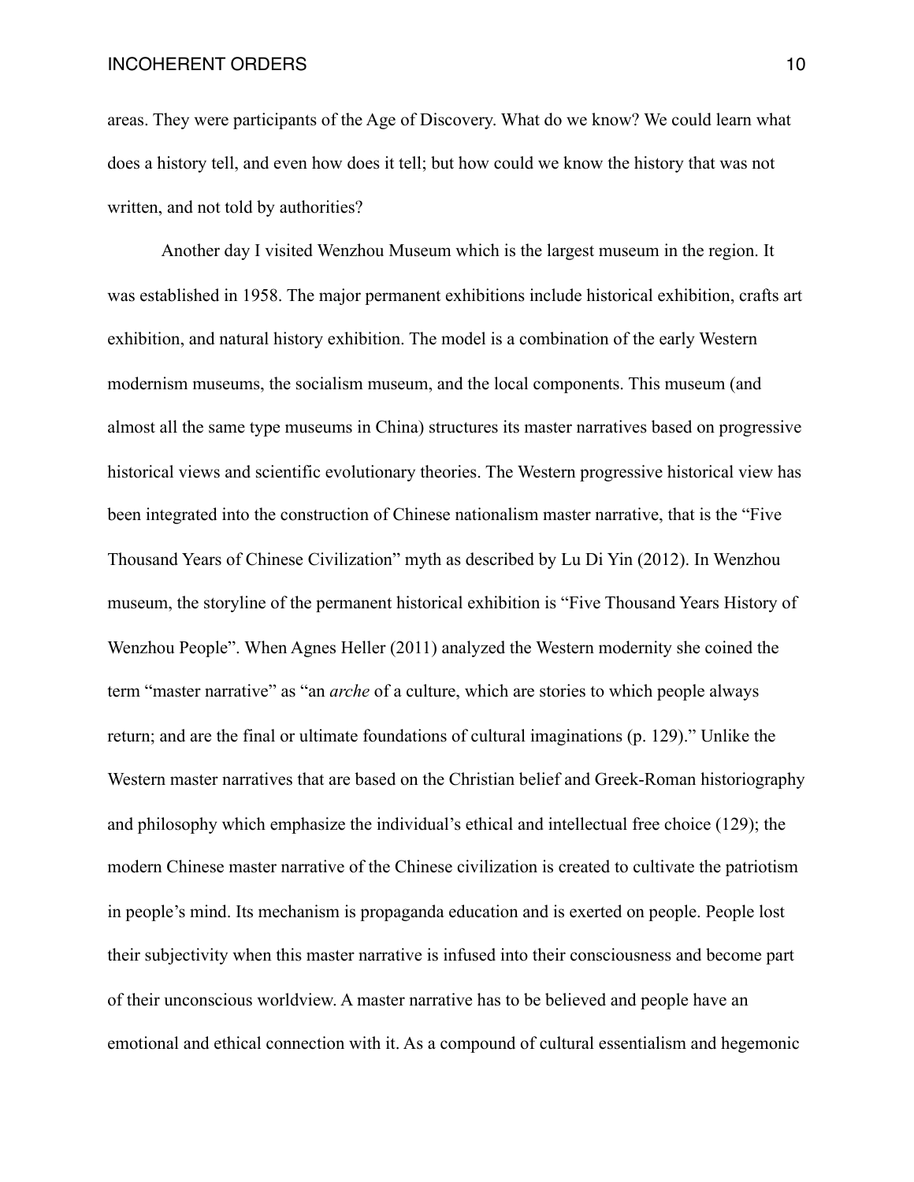areas. They were participants of the Age of Discovery. What do we know? We could learn what does a history tell, and even how does it tell; but how could we know the history that was not written, and not told by authorities?

Another day I visited Wenzhou Museum which is the largest museum in the region. It was established in 1958. The major permanent exhibitions include historical exhibition, crafts art exhibition, and natural history exhibition. The model is a combination of the early Western modernism museums, the socialism museum, and the local components. This museum (and almost all the same type museums in China) structures its master narratives based on progressive historical views and scientific evolutionary theories. The Western progressive historical view has been integrated into the construction of Chinese nationalism master narrative, that is the "Five Thousand Years of Chinese Civilization" myth as described by Lu Di Yin (2012). In Wenzhou museum, the storyline of the permanent historical exhibition is "Five Thousand Years History of Wenzhou People". When Agnes Heller (2011) analyzed the Western modernity she coined the term "master narrative" as "an *arche* of a culture, which are stories to which people always return; and are the final or ultimate foundations of cultural imaginations (p. 129)." Unlike the Western master narratives that are based on the Christian belief and Greek-Roman historiography and philosophy which emphasize the individual's ethical and intellectual free choice (129); the modern Chinese master narrative of the Chinese civilization is created to cultivate the patriotism in people's mind. Its mechanism is propaganda education and is exerted on people. People lost their subjectivity when this master narrative is infused into their consciousness and become part of their unconscious worldview. A master narrative has to be believed and people have an emotional and ethical connection with it. As a compound of cultural essentialism and hegemonic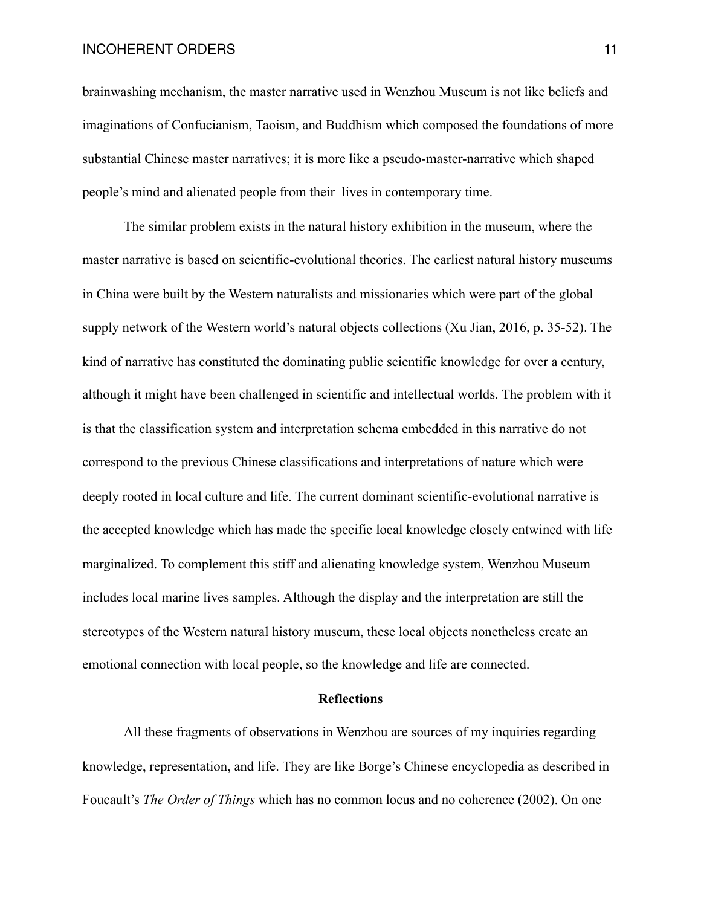brainwashing mechanism, the master narrative used in Wenzhou Museum is not like beliefs and imaginations of Confucianism, Taoism, and Buddhism which composed the foundations of more substantial Chinese master narratives; it is more like a pseudo-master-narrative which shaped people's mind and alienated people from their  lives in contemporary time.

The similar problem exists in the natural history exhibition in the museum, where the master narrative is based on scientific-evolutional theories. The earliest natural history museums in China were built by the Western naturalists and missionaries which were part of the global supply network of the Western world's natural objects collections (Xu Jian, 2016, p. 35-52). The kind of narrative has constituted the dominating public scientific knowledge for over a century, although it might have been challenged in scientific and intellectual worlds. The problem with it is that the classification system and interpretation schema embedded in this narrative do not correspond to the previous Chinese classifications and interpretations of nature which were deeply rooted in local culture and life. The current dominant scientific-evolutional narrative is the accepted knowledge which has made the specific local knowledge closely entwined with life marginalized. To complement this stiff and alienating knowledge system, Wenzhou Museum includes local marine lives samples. Although the display and the interpretation are still the stereotypes of the Western natural history museum, these local objects nonetheless create an emotional connection with local people, so the knowledge and life are connected.

## Reflections

All these fragments of observations in Wenzhou are sources of my inquiries regarding knowledge, representation, and life. They are like Borge's Chinese encyclopedia as described in Foucault's *The Order of Things* which has no common locus and no coherence (2002). On one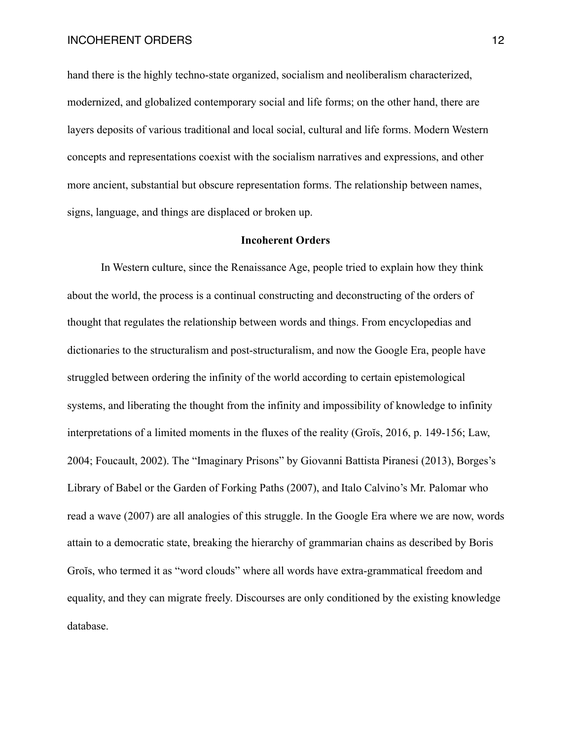hand there is the highly techno-state organized, socialism and neoliberalism characterized, modernized, and globalized contemporary social and life forms; on the other hand, there are layers deposits of various traditional and local social, cultural and life forms. Modern Western concepts and representations coexist with the socialism narratives and expressions, and other more ancient, substantial but obscure representation forms. The relationship between names, signs, language, and things are displaced or broken up.

## Incoherent Orders

In Western culture, since the Renaissance Age, people tried to explain how they think about the world, the process is a continual constructing and deconstructing of the orders of thought that regulates the relationship between words and things. From encyclopedias and dictionaries to the structuralism and post-structuralism, and now the Google Era, people have struggled between ordering the infinity of the world according to certain epistemological systems, and liberating the thought from the infinity and impossibility of knowledge to infinity interpretations of a limited moments in the fluxes of the reality (Groÿs, 2016, p. 149-156; Law, 2004; Foucault, 2002). The "Imaginary Prisons" by Giovanni Battista Piranesi (2013), Borges's Library of Babel or the Garden of Forking Paths (2007), and Italo Calvino's Mr. Palomar who read a wave (2007) are all analogies of this struggle. In the Google Era where we are now, words attain to a democratic state, breaking the hierarchy of grammarian chains as described by Boris Groÿs, who termed it as "word clouds" where all words have extra-grammatical freedom and equality, and they can migrate freely. Discourses are only conditioned by the existing knowledge database.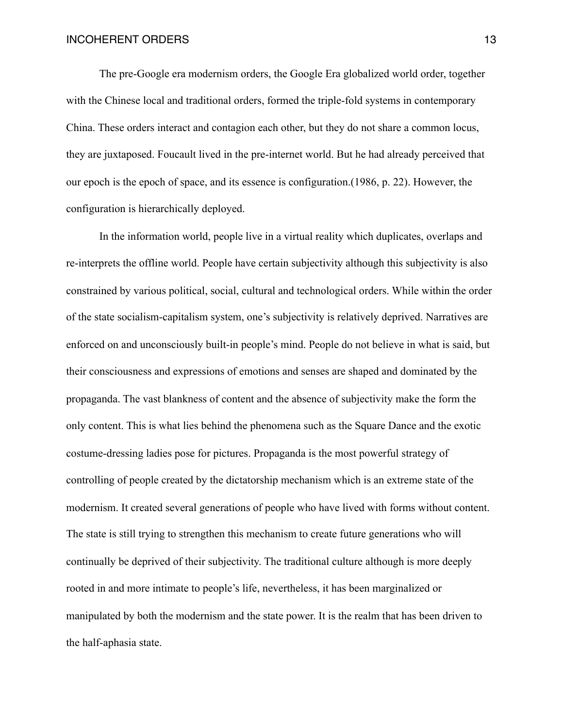The pre-Google era modernism orders, the Google Era globalized world order, together with the Chinese local and traditional orders, formed the triple-fold systems in contemporary China. These orders interact and contagion each other, but they do not share a common locus, they are juxtaposed. Foucault lived in the pre-internet world. But he had already perceived that our epoch is the epoch of space, and its essence is configuration.(1986, p. 22). However, the configuration is hierarchically deployed.

In the information world, people live in a virtual reality which duplicates, overlaps and re-interprets the offline world. People have certain subjectivity although this subjectivity is also constrained by various political, social, cultural and technological orders. While within the order of the state socialism-capitalism system, one's subjectivity is relatively deprived. Narratives are enforced on and unconsciously built-in people's mind. People do not believe in what is said, but their consciousness and expressions of emotions and senses are shaped and dominated by the propaganda. The vast blankness of content and the absence of subjectivity make the form the only content. This is what lies behind the phenomena such as the Square Dance and the exotic costume-dressing ladies pose for pictures. Propaganda is the most powerful strategy of controlling of people created by the dictatorship mechanism which is an extreme state of the modernism. It created several generations of people who have lived with forms without content. The state is still trying to strengthen this mechanism to create future generations who will continually be deprived of their subjectivity. The traditional culture although is more deeply rooted in and more intimate to people's life, nevertheless, it has been marginalized or manipulated by both the modernism and the state power. It is the realm that has been driven to the half-aphasia state.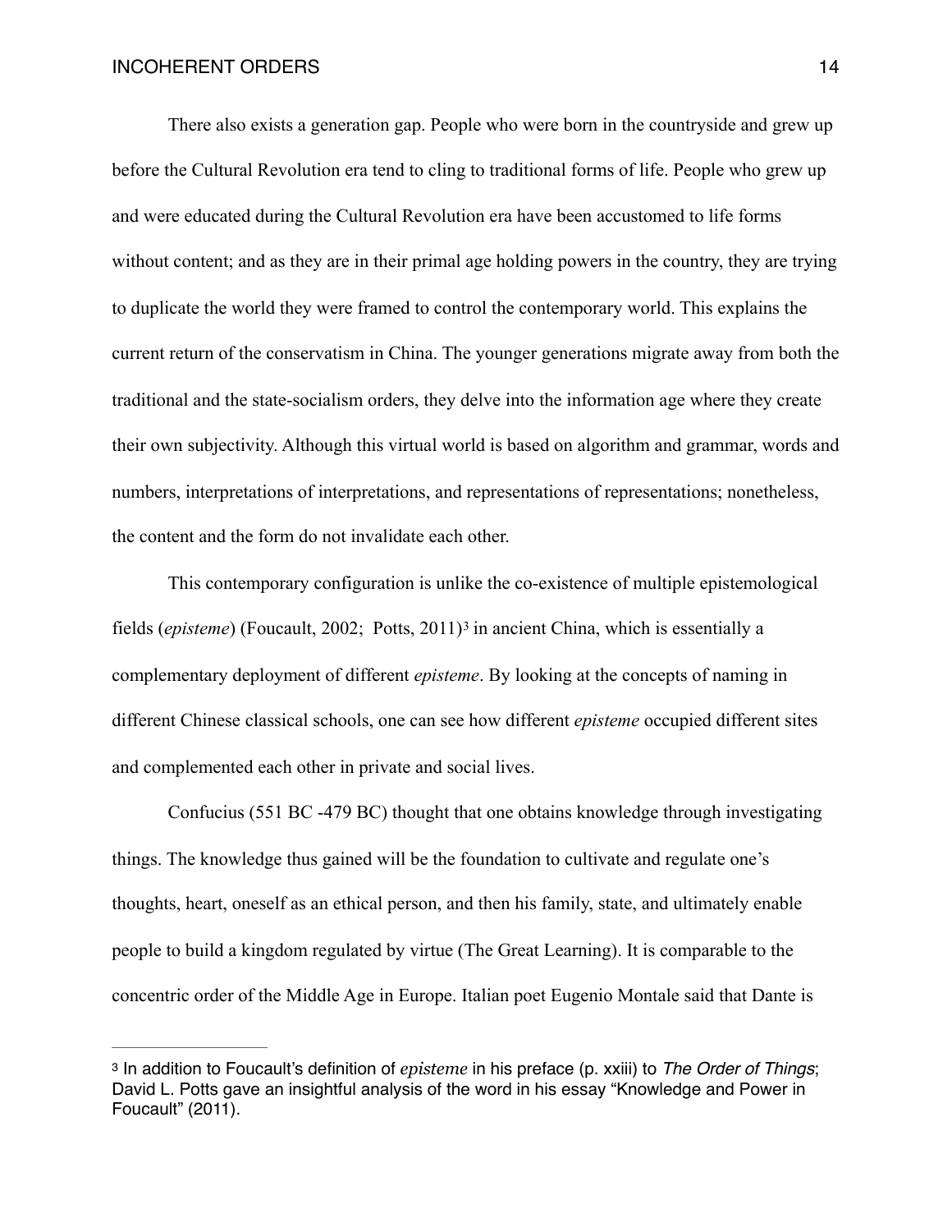There also exists a generation gap. People who were born in the countryside and grew up before the Cultural Revolution era tend to cling to traditional forms of life. People who grew up and were educated during the Cultural Revolution era have been accustomed to life forms without content; and as they are in their primal age holding powers in the country, they are trying to duplicate the world they were framed to control the contemporary world. This explains the current return of the conservatism in China. The younger generations migrate away from both the traditional and the state-socialism orders, they delve into the information age where they create their own subjectivity. Although this virtual world is based on algorithm and grammar, words and numbers, interpretations of interpretations, and representations of representations; nonetheless, the content and the form do not invalidate each other.

This contemporary configuration is unlike the co-existence of multiple epistemological fields (*episteme*) (Foucault, 2002; Potts, 2011)[3] in ancient China, which is essentially a complementary deployment of different *episteme*. By looking at the concepts of naming in different Chinese classical schools, one can see how different *episteme* occupied different sites and complemented each other in private and social lives.

Confucius (551 BC -479 BC) thought that one obtains knowledge through investigating things. The knowledge thus gained will be the foundation to cultivate and regulate one's thoughts, heart, oneself as an ethical person, and then his family, state, and ultimately enable people to build a kingdom regulated by virtue (The Great Learning). It is comparable to the concentric order of the Middle Age in Europe. Italian poet Eugenio Montale said that Dante is

---

[3] In addition to Foucault's definition of *episteme* in his preface (p. xxiii) to *The Order of Things*; David L. Potts gave an insightful analysis of the word in his essay "Knowledge and Power in Foucault" (2011).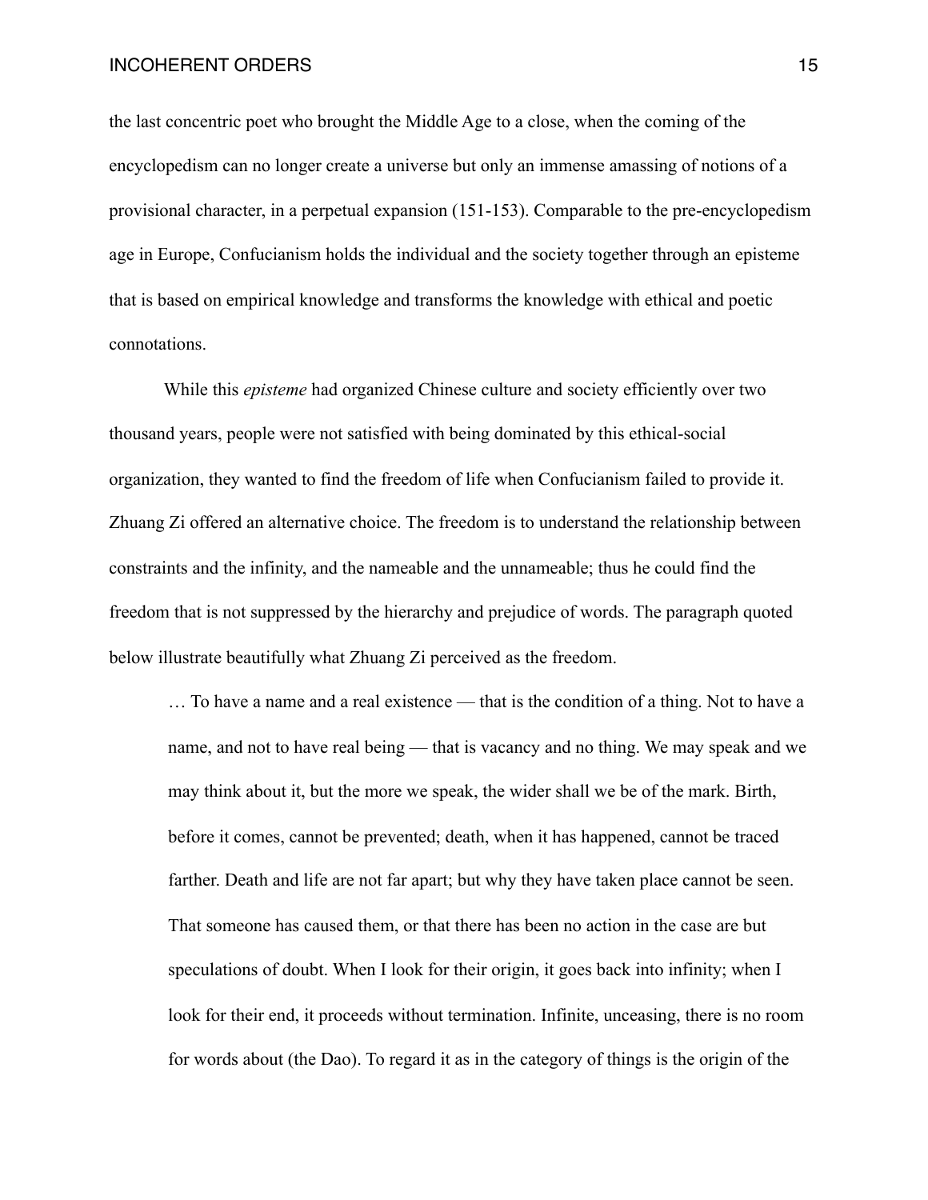the last concentric poet who brought the Middle Age to a close, when the coming of the encyclopedism can no longer create a universe but only an immense amassing of notions of a provisional character, in a perpetual expansion (151-153). Comparable to the pre-encyclopedism age in Europe, Confucianism holds the individual and the society together through an episteme that is based on empirical knowledge and transforms the knowledge with ethical and poetic connotations.

While this *episteme* had organized Chinese culture and society efficiently over two thousand years, people were not satisfied with being dominated by this ethical-social organization, they wanted to find the freedom of life when Confucianism failed to provide it. Zhuang Zi offered an alternative choice. The freedom is to understand the relationship between constraints and the infinity, and the nameable and the unnameable; thus he could find the freedom that is not suppressed by the hierarchy and prejudice of words. The paragraph quoted below illustrate beautifully what Zhuang Zi perceived as the freedom.

> … To have a name and a real existence — that is the condition of a thing. Not to have a name, and not to have real being — that is vacancy and no thing. We may speak and we may think about it, but the more we speak, the wider shall we be of the mark. Birth, before it comes, cannot be prevented; death, when it has happened, cannot be traced farther. Death and life are not far apart; but why they have taken place cannot be seen. That someone has caused them, or that there has been no action in the case are but speculations of doubt. When I look for their origin, it goes back into infinity; when I look for their end, it proceeds without termination. Infinite, unceasing, there is no room for words about (the Dao). To regard it as in the category of things is the origin of the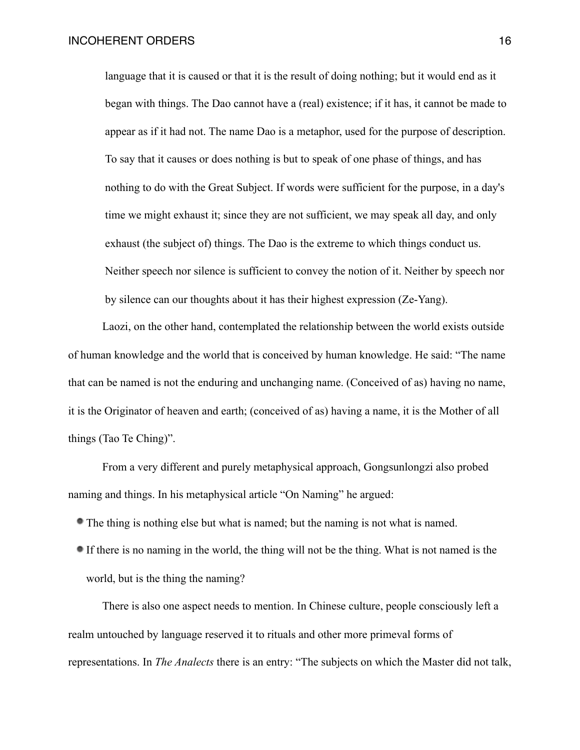> language that it is caused or that it is the result of doing nothing; but it would end as it began with things. The Dao cannot have a (real) existence; if it has, it cannot be made to appear as if it had not. The name Dao is a metaphor, used for the purpose of description. To say that it causes or does nothing is but to speak of one phase of things, and has nothing to do with the Great Subject. If words were sufficient for the purpose, in a day's time we might exhaust it; since they are not sufficient, we may speak all day, and only exhaust (the subject of) things. The Dao is the extreme to which things conduct us. Neither speech nor silence is sufficient to convey the notion of it. Neither by speech nor by silence can our thoughts about it has their highest expression (Ze-Yang).

Laozi, on the other hand, contemplated the relationship between the world exists outside of human knowledge and the world that is conceived by human knowledge. He said: "The name that can be named is not the enduring and unchanging name. (Conceived of as) having no name, it is the Originator of heaven and earth; (conceived of as) having a name, it is the Mother of all things (Tao Te Ching)".

From a very different and purely metaphysical approach, Gongsunlongzi also probed naming and things. In his metaphysical article "On Naming" he argued:

- The thing is nothing else but what is named; but the naming is not what is named.
- If there is no naming in the world, the thing will not be the thing. What is not named is the world, but is the thing the naming?

There is also one aspect needs to mention. In Chinese culture, people consciously left a realm untouched by language reserved it to rituals and other more primeval forms of representations. In *The Analects* there is an entry: "The subjects on which the Master did not talk,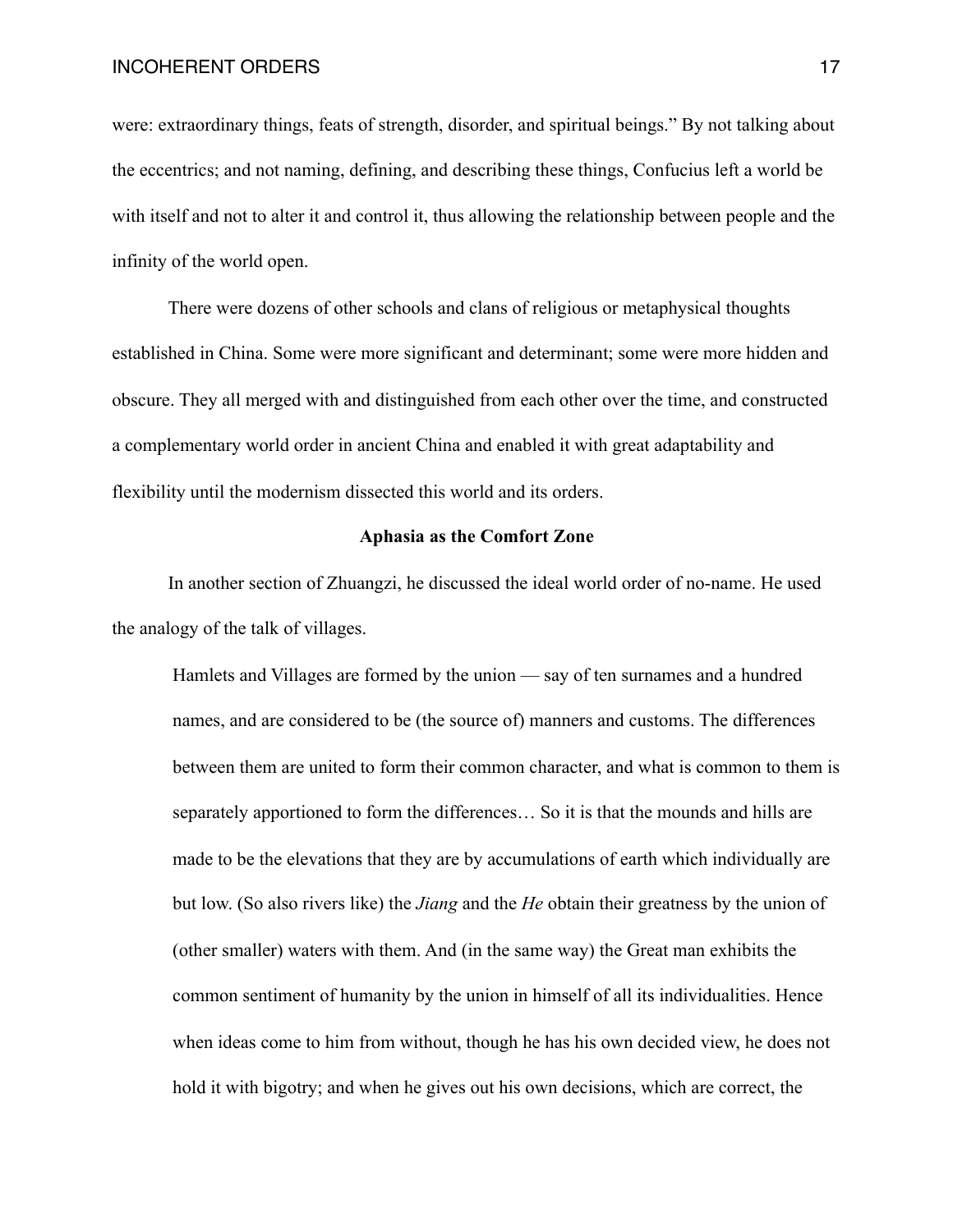were: extraordinary things, feats of strength, disorder, and spiritual beings." By not talking about the eccentrics; and not naming, defining, and describing these things, Confucius left a world be with itself and not to alter it and control it, thus allowing the relationship between people and the infinity of the world open.

There were dozens of other schools and clans of religious or metaphysical thoughts established in China. Some were more significant and determinant; some were more hidden and obscure. They all merged with and distinguished from each other over the time, and constructed a complementary world order in ancient China and enabled it with great adaptability and flexibility until the modernism dissected this world and its orders.

**Aphasia as the Comfort Zone**

In another section of Zhuangzi, he discussed the ideal world order of no-name. He used the analogy of the talk of villages.

> Hamlets and Villages are formed by the union — say of ten surnames and a hundred names, and are considered to be (the source of) manners and customs. The differences between them are united to form their common character, and what is common to them is separately apportioned to form the differences… So it is that the mounds and hills are made to be the elevations that they are by accumulations of earth which individually are but low. (So also rivers like) the *Jiang* and the *He* obtain their greatness by the union of (other smaller) waters with them. And (in the same way) the Great man exhibits the common sentiment of humanity by the union in himself of all its individualities. Hence when ideas come to him from without, though he has his own decided view, he does not hold it with bigotry; and when he gives out his own decisions, which are correct, the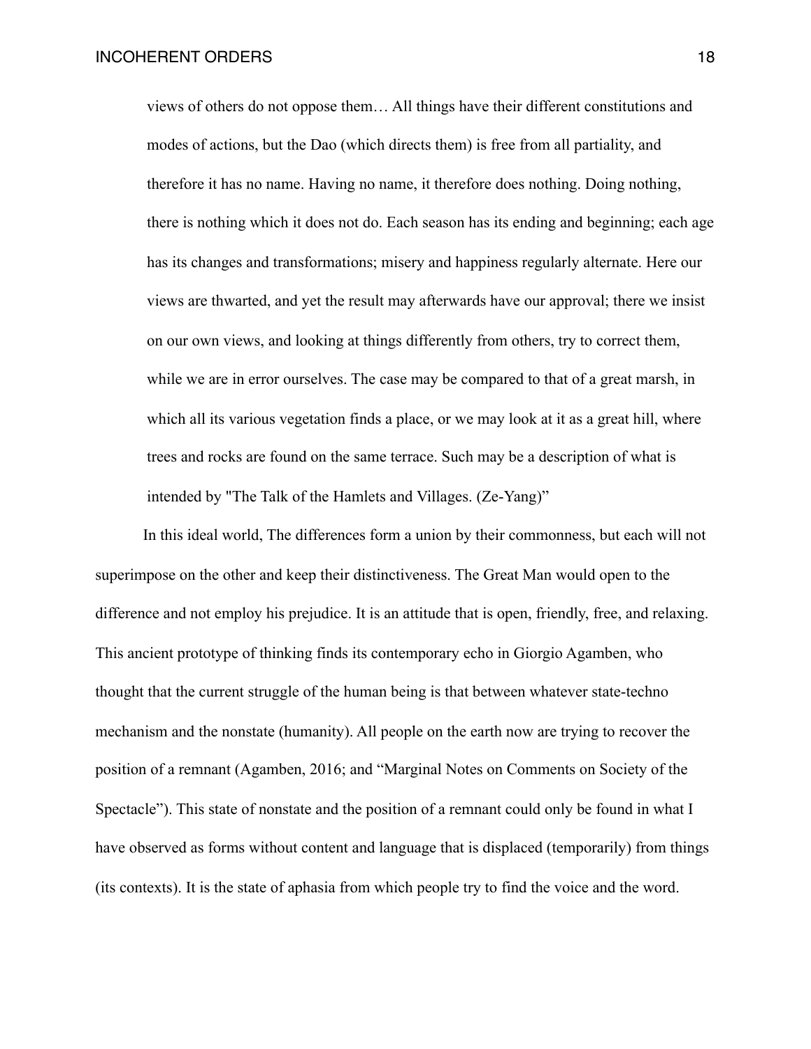> views of others do not oppose them… All things have their different constitutions and modes of actions, but the Dao (which directs them) is free from all partiality, and therefore it has no name. Having no name, it therefore does nothing. Doing nothing, there is nothing which it does not do. Each season has its ending and beginning; each age has its changes and transformations; misery and happiness regularly alternate. Here our views are thwarted, and yet the result may afterwards have our approval; there we insist on our own views, and looking at things differently from others, try to correct them, while we are in error ourselves. The case may be compared to that of a great marsh, in which all its various vegetation finds a place, or we may look at it as a great hill, where trees and rocks are found on the same terrace. Such may be a description of what is intended by "The Talk of the Hamlets and Villages. (Ze-Yang)"

In this ideal world, The differences form a union by their commonness, but each will not superimpose on the other and keep their distinctiveness. The Great Man would open to the difference and not employ his prejudice. It is an attitude that is open, friendly, free, and relaxing. This ancient prototype of thinking finds its contemporary echo in Giorgio Agamben, who thought that the current struggle of the human being is that between whatever state-techno mechanism and the nonstate (humanity). All people on the earth now are trying to recover the position of a remnant (Agamben, 2016; and "Marginal Notes on Comments on Society of the Spectacle"). This state of nonstate and the position of a remnant could only be found in what I have observed as forms without content and language that is displaced (temporarily) from things (its contexts). It is the state of aphasia from which people try to find the voice and the word.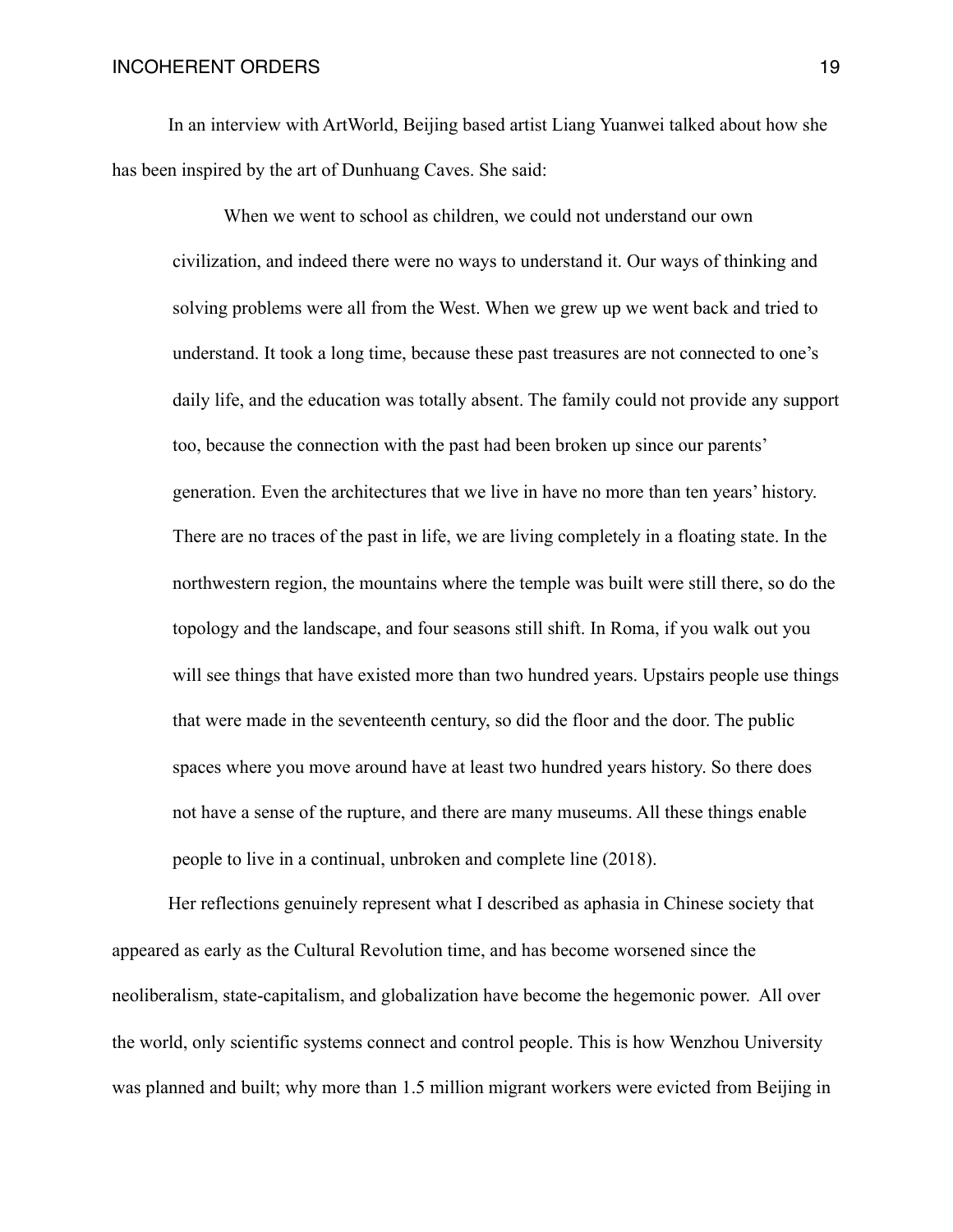In an interview with ArtWorld, Beijing based artist Liang Yuanwei talked about how she has been inspired by the art of Dunhuang Caves. She said:

> When we went to school as children, we could not understand our own civilization, and indeed there were no ways to understand it. Our ways of thinking and solving problems were all from the West. When we grew up we went back and tried to understand. It took a long time, because these past treasures are not connected to one's daily life, and the education was totally absent. The family could not provide any support too, because the connection with the past had been broken up since our parents' generation. Even the architectures that we live in have no more than ten years' history. There are no traces of the past in life, we are living completely in a floating state. In the northwestern region, the mountains where the temple was built were still there, so do the topology and the landscape, and four seasons still shift. In Roma, if you walk out you will see things that have existed more than two hundred years. Upstairs people use things that were made in the seventeenth century, so did the floor and the door. The public spaces where you move around have at least two hundred years history. So there does not have a sense of the rupture, and there are many museums. All these things enable people to live in a continual, unbroken and complete line (2018).

Her reflections genuinely represent what I described as aphasia in Chinese society that appeared as early as the Cultural Revolution time, and has become worsened since the neoliberalism, state-capitalism, and globalization have become the hegemonic power. All over the world, only scientific systems connect and control people. This is how Wenzhou University was planned and built; why more than 1.5 million migrant workers were evicted from Beijing in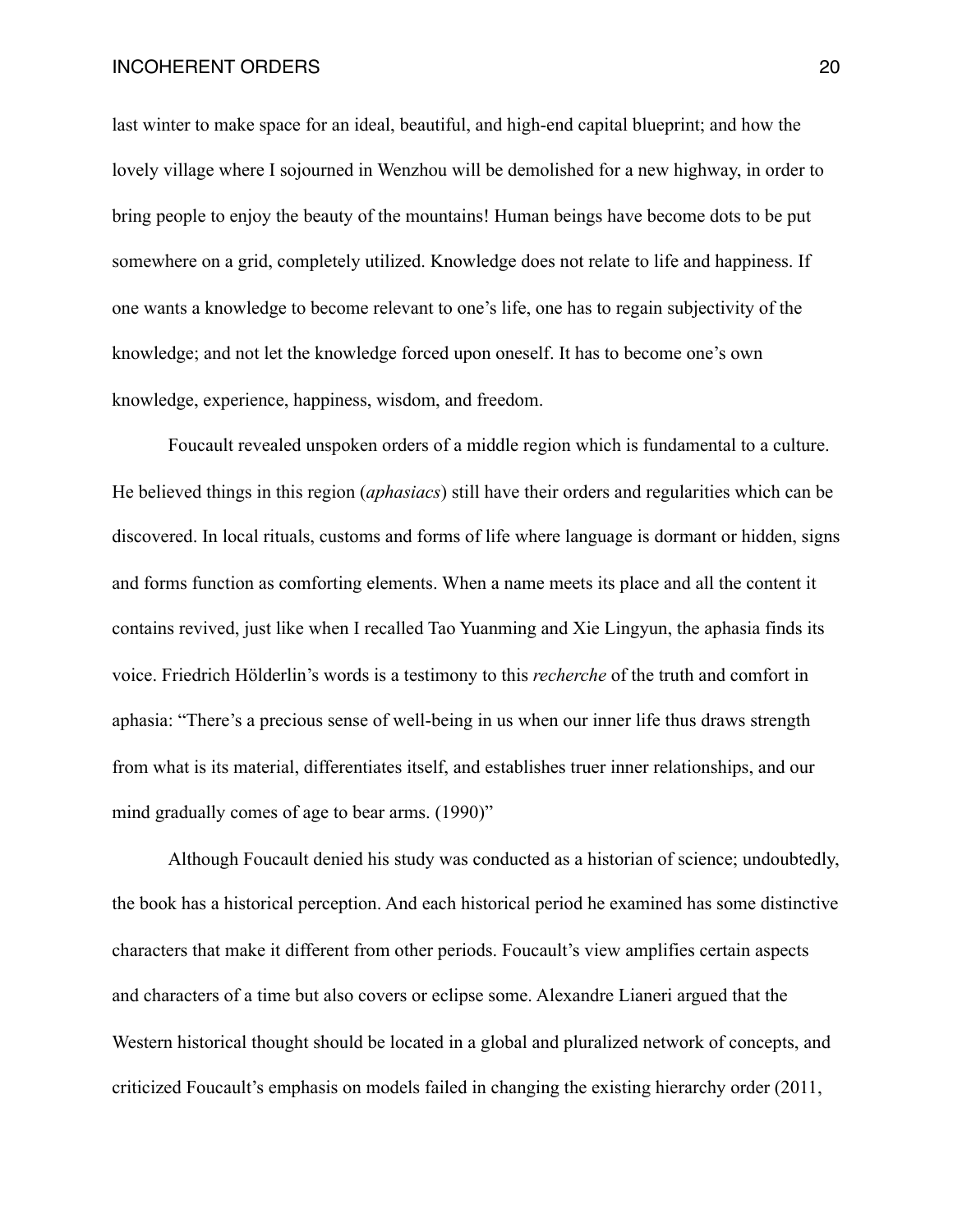last winter to make space for an ideal, beautiful, and high-end capital blueprint; and how the lovely village where I sojourned in Wenzhou will be demolished for a new highway, in order to bring people to enjoy the beauty of the mountains! Human beings have become dots to be put somewhere on a grid, completely utilized. Knowledge does not relate to life and happiness. If one wants a knowledge to become relevant to one's life, one has to regain subjectivity of the knowledge; and not let the knowledge forced upon oneself. It has to become one's own knowledge, experience, happiness, wisdom, and freedom.

Foucault revealed unspoken orders of a middle region which is fundamental to a culture. He believed things in this region (*aphasiacs*) still have their orders and regularities which can be discovered. In local rituals, customs and forms of life where language is dormant or hidden, signs and forms function as comforting elements. When a name meets its place and all the content it contains revived, just like when I recalled Tao Yuanming and Xie Lingyun, the aphasia finds its voice. Friedrich Hölderlin's words is a testimony to this *recherche* of the truth and comfort in aphasia: "There's a precious sense of well-being in us when our inner life thus draws strength from what is its material, differentiates itself, and establishes truer inner relationships, and our mind gradually comes of age to bear arms. (1990)"

Although Foucault denied his study was conducted as a historian of science; undoubtedly, the book has a historical perception. And each historical period he examined has some distinctive characters that make it different from other periods. Foucault's view amplifies certain aspects and characters of a time but also covers or eclipse some. Alexandre Lianeri argued that the Western historical thought should be located in a global and pluralized network of concepts, and criticized Foucault's emphasis on models failed in changing the existing hierarchy order (2011,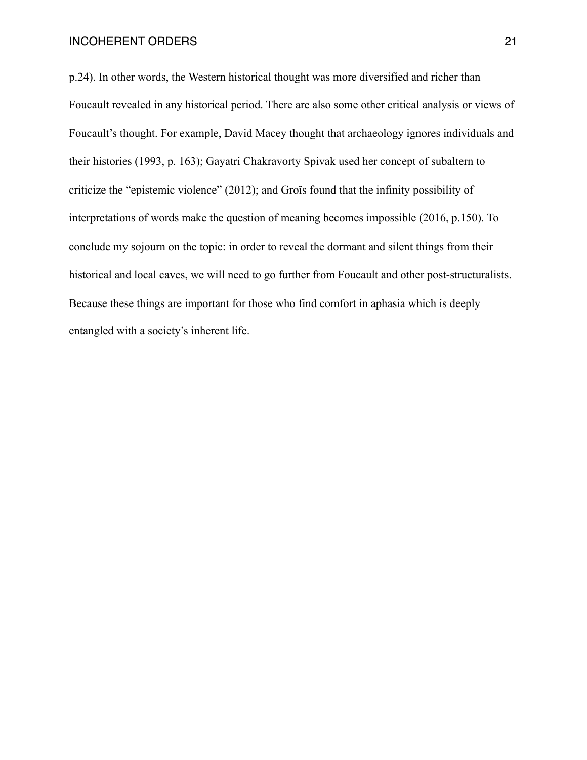p.24). In other words, the Western historical thought was more diversified and richer than Foucault revealed in any historical period. There are also some other critical analysis or views of Foucault's thought. For example, David Macey thought that archaeology ignores individuals and their histories (1993, p. 163); Gayatri Chakravorty Spivak used her concept of subaltern to criticize the "epistemic violence" (2012); and Groĭs found that the infinity possibility of interpretations of words make the question of meaning becomes impossible (2016, p.150). To conclude my sojourn on the topic: in order to reveal the dormant and silent things from their historical and local caves, we will need to go further from Foucault and other post-structuralists. Because these things are important for those who find comfort in aphasia which is deeply entangled with a society's inherent life.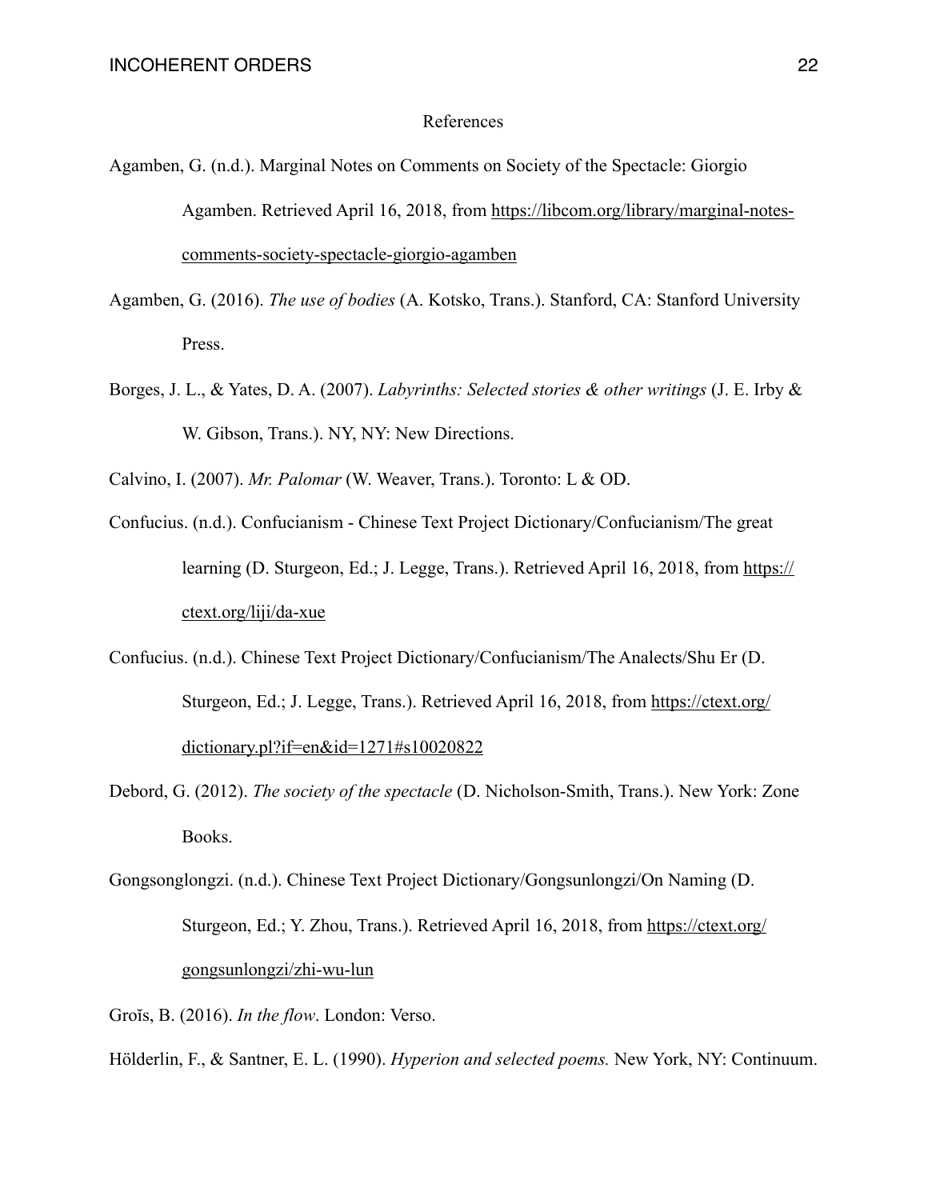# References

Agamben, G. (n.d.). Marginal Notes on Comments on Society of the Spectacle: Giorgio Agamben. Retrieved April 16, 2018, from https://libcom.org/library/marginal-notes-comments-society-spectacle-giorgio-agamben

Agamben, G. (2016). *The use of bodies* (A. Kotsko, Trans.). Stanford, CA: Stanford University Press.

Borges, J. L., & Yates, D. A. (2007). *Labyrinths: Selected stories & other writings* (J. E. Irby & W. Gibson, Trans.). NY, NY: New Directions.

Calvino, I. (2007). *Mr. Palomar* (W. Weaver, Trans.). Toronto: L & OD.

Confucius. (n.d.). Confucianism - Chinese Text Project Dictionary/Confucianism/The great learning (D. Sturgeon, Ed.; J. Legge, Trans.). Retrieved April 16, 2018, from https://ctext.org/liji/da-xue

Confucius. (n.d.). Chinese Text Project Dictionary/Confucianism/The Analects/Shu Er (D. Sturgeon, Ed.; J. Legge, Trans.). Retrieved April 16, 2018, from https://ctext.org/dictionary.pl?if=en&id=1271#s10020822

Debord, G. (2012). *The society of the spectacle* (D. Nicholson-Smith, Trans.). New York: Zone Books.

Gongsonglongzi. (n.d.). Chinese Text Project Dictionary/Gongsunlongzi/On Naming (D. Sturgeon, Ed.; Y. Zhou, Trans.). Retrieved April 16, 2018, from https://ctext.org/gongsunlongzi/zhi-wu-lun

Groĭs, B. (2016). *In the flow*. London: Verso.

Hölderlin, F., & Santner, E. L. (1990). *Hyperion and selected poems.* New York, NY: Continuum.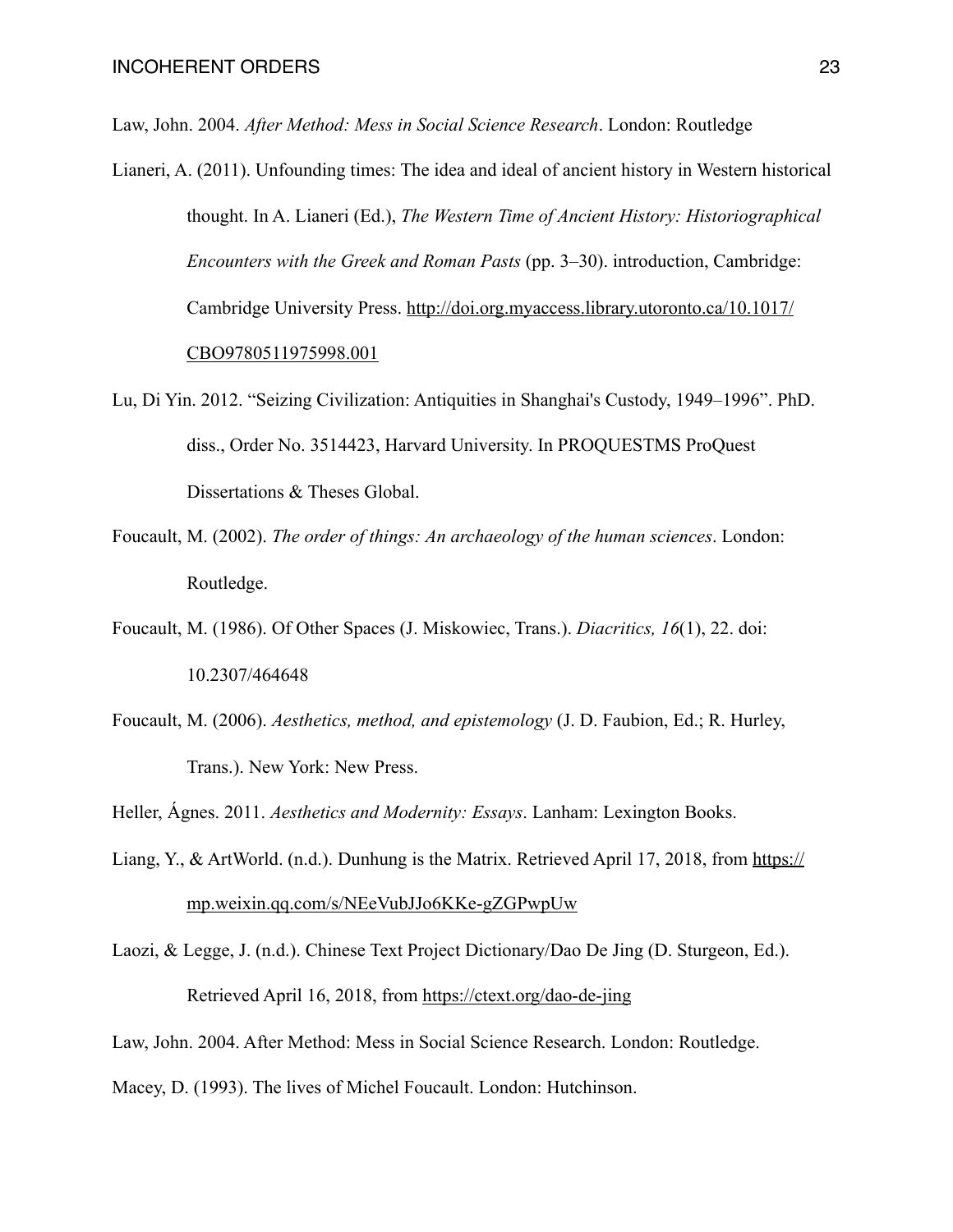Law, John. 2004. *After Method: Mess in Social Science Research*. London: Routledge

Lianeri, A. (2011). Unfounding times: The idea and ideal of ancient history in Western historical thought. In A. Lianeri (Ed.), *The Western Time of Ancient History: Historiographical Encounters with the Greek and Roman Pasts* (pp. 3–30). introduction, Cambridge: Cambridge University Press. http://doi.org.myaccess.library.utoronto.ca/10.1017/CBO9780511975998.001

Lu, Di Yin. 2012. "Seizing Civilization: Antiquities in Shanghai's Custody, 1949–1996". PhD. diss., Order No. 3514423, Harvard University. In PROQUESTMS ProQuest Dissertations & Theses Global.

Foucault, M. (2002). *The order of things: An archaeology of the human sciences*. London: Routledge.

Foucault, M. (1986). Of Other Spaces (J. Miskowiec, Trans.). *Diacritics, 16*(1), 22. doi: 10.2307/464648

Foucault, M. (2006). *Aesthetics, method, and epistemology* (J. D. Faubion, Ed.; R. Hurley, Trans.). New York: New Press.

Heller, Ágnes. 2011. *Aesthetics and Modernity: Essays*. Lanham: Lexington Books.

Liang, Y., & ArtWorld. (n.d.). Dunhung is the Matrix. Retrieved April 17, 2018, from https://mp.weixin.qq.com/s/NEeVubJJo6KKe-gZGPwpUw

Laozi, & Legge, J. (n.d.). Chinese Text Project Dictionary/Dao De Jing (D. Sturgeon, Ed.). Retrieved April 16, 2018, from https://ctext.org/dao-de-jing

Law, John. 2004. After Method: Mess in Social Science Research. London: Routledge.

Macey, D. (1993). The lives of Michel Foucault. London: Hutchinson.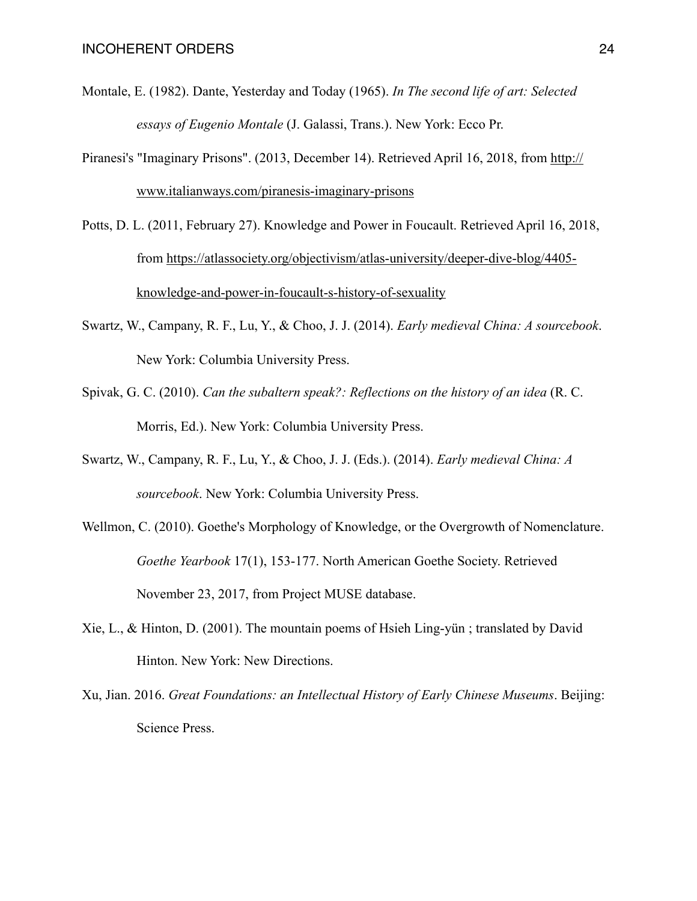Montale, E. (1982). Dante, Yesterday and Today (1965). *In The second life of art: Selected essays of Eugenio Montale* (J. Galassi, Trans.). New York: Ecco Pr.

Piranesi's "Imaginary Prisons". (2013, December 14). Retrieved April 16, 2018, from http://www.italianways.com/piranesis-imaginary-prisons

Potts, D. L. (2011, February 27). Knowledge and Power in Foucault. Retrieved April 16, 2018, from https://atlassociety.org/objectivism/atlas-university/deeper-dive-blog/4405-knowledge-and-power-in-foucault-s-history-of-sexuality

Swartz, W., Campany, R. F., Lu, Y., & Choo, J. J. (2014). *Early medieval China: A sourcebook*. New York: Columbia University Press.

Spivak, G. C. (2010). *Can the subaltern speak?: Reflections on the history of an idea* (R. C. Morris, Ed.). New York: Columbia University Press.

Swartz, W., Campany, R. F., Lu, Y., & Choo, J. J. (Eds.). (2014). *Early medieval China: A sourcebook*. New York: Columbia University Press.

Wellmon, C. (2010). Goethe's Morphology of Knowledge, or the Overgrowth of Nomenclature. *Goethe Yearbook* 17(1), 153-177. North American Goethe Society. Retrieved November 23, 2017, from Project MUSE database.

Xie, L., & Hinton, D. (2001). The mountain poems of Hsieh Ling-yün ; translated by David Hinton. New York: New Directions.

Xu, Jian. 2016. *Great Foundations: an Intellectual History of Early Chinese Museums*. Beijing: Science Press.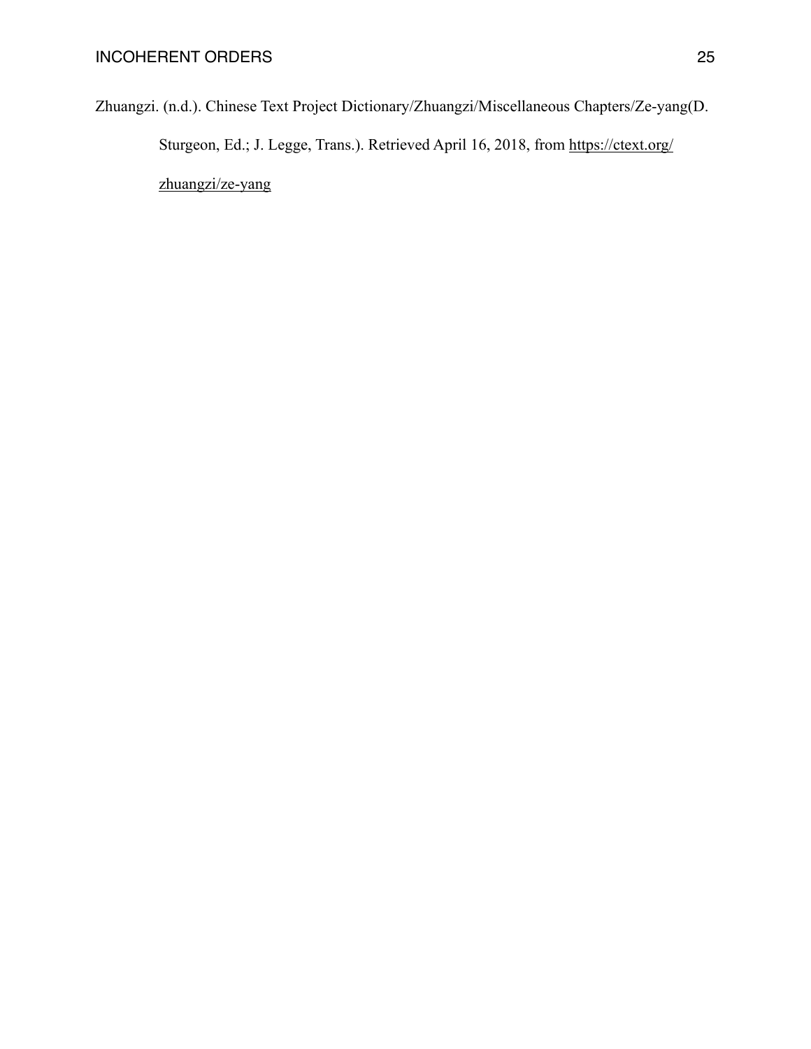Zhuangzi. (n.d.). Chinese Text Project Dictionary/Zhuangzi/Miscellaneous Chapters/Ze-yang(D. Sturgeon, Ed.; J. Legge, Trans.). Retrieved April 16, 2018, from https://ctext.org/zhuangzi/ze-yang